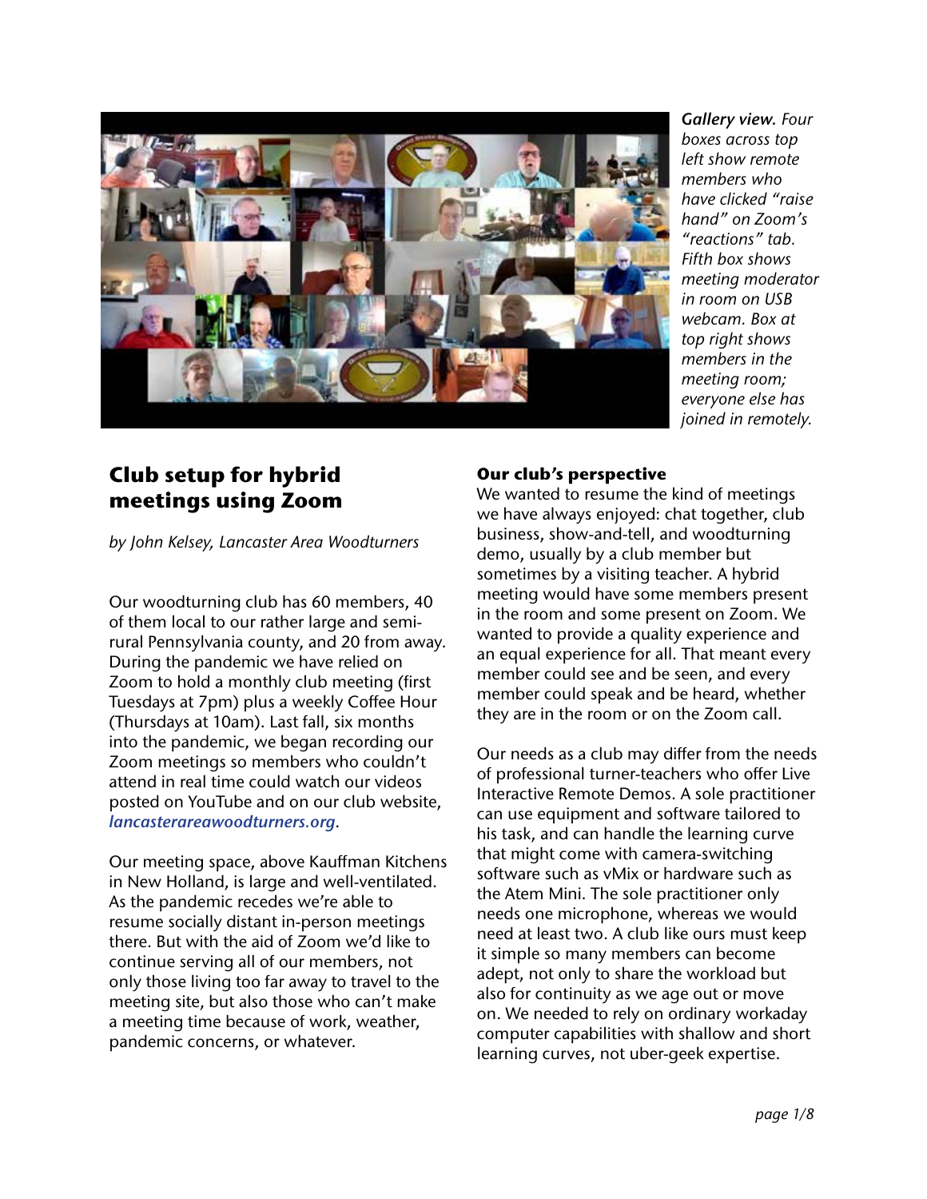*Gallery view.* Four boxes across top left show remote members who have clicked "raise hand" on Zoom's "reactions" tab. Fifth box shows meeting moderator in room on USB webcam. Box at top right shows members in the meeting room; everyone else has joined in remotely.

# Club setup for hybrid meetings using Zoom

*by John Kelsey, Lancaster Area Woodturners*

Our woodturning club has 60 members, 40 of them local to our rather large and semi-rural Pennsylvania county, and 20 from away. During the pandemic we have relied on Zoom to hold a monthly club meeting (first Tuesdays at 7pm) plus a weekly Coffee Hour (Thursdays at 10am). Last fall, six months into the pandemic, we began recording our Zoom meetings so members who couldn't attend in real time could watch our videos posted on YouTube and on our club website, ***lancasterareawoodturners.org***.

Our meeting space, above Kauffman Kitchens in New Holland, is large and well-ventilated. As the pandemic recedes we're able to resume socially distant in-person meetings there. But with the aid of Zoom we'd like to continue serving all of our members, not only those living too far away to travel to the meeting site, but also those who can't make a meeting time because of work, weather, pandemic concerns, or whatever.

### Our club's perspective

We wanted to resume the kind of meetings we have always enjoyed: chat together, club business, show-and-tell, and woodturning demo, usually by a club member but sometimes by a visiting teacher. A hybrid meeting would have some members present in the room and some present on Zoom. We wanted to provide a quality experience and an equal experience for all. That meant every member could see and be seen, and every member could speak and be heard, whether they are in the room or on the Zoom call.

Our needs as a club may differ from the needs of professional turner-teachers who offer Live Interactive Remote Demos. A sole practitioner can use equipment and software tailored to his task, and can handle the learning curve that might come with camera-switching software such as vMix or hardware such as the Atem Mini. The sole practitioner only needs one microphone, whereas we would need at least two. A club like ours must keep it simple so many members can become adept, not only to share the workload but also for continuity as we age out or move on. We needed to rely on ordinary workaday computer capabilities with shallow and short learning curves, not uber-geek expertise.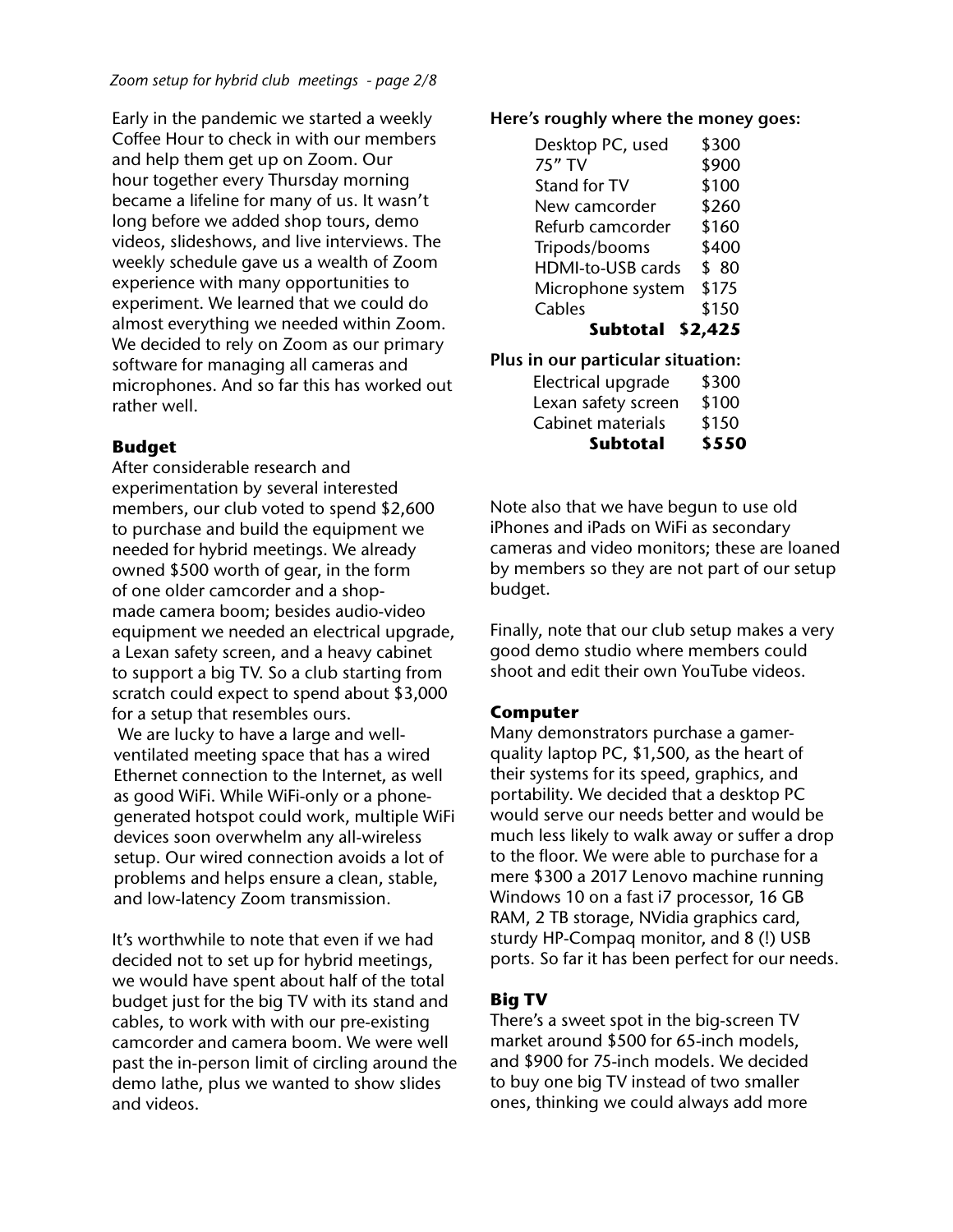Early in the pandemic we started a weekly Coffee Hour to check in with our members and help them get up on Zoom. Our hour together every Thursday morning became a lifeline for many of us. It wasn't long before we added shop tours, demo videos, slideshows, and live interviews. The weekly schedule gave us a wealth of Zoom experience with many opportunities to experiment. We learned that we could do almost everything we needed within Zoom. We decided to rely on Zoom as our primary software for managing all cameras and microphones. And so far this has worked out rather well.

### Budget

After considerable research and experimentation by several interested members, our club voted to spend $2,600 to purchase and build the equipment we needed for hybrid meetings. We already owned $500 worth of gear, in the form of one older camcorder and a shop-made camera boom; besides audio-video equipment we needed an electrical upgrade, a Lexan safety screen, and a heavy cabinet to support a big TV. So a club starting from scratch could expect to spend about $3,000 for a setup that resembles ours.

We are lucky to have a large and well-ventilated meeting space that has a wired Ethernet connection to the Internet, as well as good WiFi. While WiFi-only or a phone-generated hotspot could work, multiple WiFi devices soon overwhelm any all-wireless setup. Our wired connection avoids a lot of problems and helps ensure a clean, stable, and low-latency Zoom transmission.

It's worthwhile to note that even if we had decided not to set up for hybrid meetings, we would have spent about half of the total budget just for the big TV with its stand and cables, to work with with our pre-existing camcorder and camera boom. We were well past the in-person limit of circling around the demo lathe, plus we wanted to show slides and videos.

**Here's roughly where the money goes:**

| Item | Cost |
|---|---|
| Desktop PC, used | $300 |
| 75" TV | $900 |
| Stand for TV | $100 |
| New camcorder | $260 |
| Refurb camcorder | $160 |
| Tripods/booms | $400 |
| HDMI-to-USB cards | $ 80 |
| Microphone system | $175 |
| Cables | $150 |
| **Subtotal** | **$2,425** |

**Plus in our particular situation:**

| Item | Cost |
|---|---|
| Electrical upgrade | $300 |
| Lexan safety screen | $100 |
| Cabinet materials | $150 |
| **Subtotal** | **$550** |

Note also that we have begun to use old iPhones and iPads on WiFi as secondary cameras and video monitors; these are loaned by members so they are not part of our setup budget.

Finally, note that our club setup makes a very good demo studio where members could shoot and edit their own YouTube videos.

### Computer

Many demonstrators purchase a gamer-quality laptop PC, $1,500, as the heart of their systems for its speed, graphics, and portability. We decided that a desktop PC would serve our needs better and would be much less likely to walk away or suffer a drop to the floor. We were able to purchase for a mere $300 a 2017 Lenovo machine running Windows 10 on a fast i7 processor, 16 GB RAM, 2 TB storage, NVidia graphics card, sturdy HP-Compaq monitor, and 8 (!) USB ports. So far it has been perfect for our needs.

### Big TV

There's a sweet spot in the big-screen TV market around $500 for 65-inch models, and $900 for 75-inch models. We decided to buy one big TV instead of two smaller ones, thinking we could always add more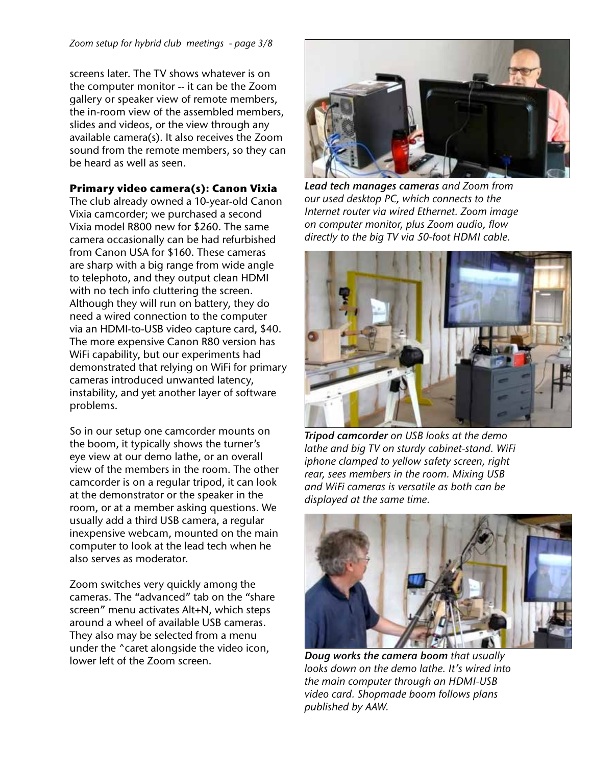screens later. The TV shows whatever is on the computer monitor -- it can be the Zoom gallery or speaker view of remote members, the in-room view of the assembled members, slides and videos, or the view through any available camera(s). It also receives the Zoom sound from the remote members, so they can be heard as well as seen.

**Primary video camera(s): Canon Vixia**

The club already owned a 10-year-old Canon Vixia camcorder; we purchased a second Vixia model R800 new for $260. The same camera occasionally can be had refurbished from Canon USA for $160. These cameras are sharp with a big range from wide angle to telephoto, and they output clean HDMI with no tech info cluttering the screen. Although they will run on battery, they do need a wired connection to the computer via an HDMI-to-USB video capture card, $40. The more expensive Canon R80 version has WiFi capability, but our experiments had demonstrated that relying on WiFi for primary cameras introduced unwanted latency, instability, and yet another layer of software problems.

So in our setup one camcorder mounts on the boom, it typically shows the turner's eye view at our demo lathe, or an overall view of the members in the room. The other camcorder is on a regular tripod, it can look at the demonstrator or the speaker in the room, or at a member asking questions. We usually add a third USB camera, a regular inexpensive webcam, mounted on the main computer to look at the lead tech when he also serves as moderator.

Zoom switches very quickly among the cameras. The "advanced" tab on the "share screen" menu activates Alt+N, which steps around a wheel of available USB cameras. They also may be selected from a menu under the ^caret alongside the video icon, lower left of the Zoom screen.

***Lead tech manages cameras*** *and Zoom from our used desktop PC, which connects to the Internet router via wired Ethernet. Zoom image on computer monitor, plus Zoom audio, flow directly to the big TV via 50-foot HDMI cable.*

***Tripod camcorder*** *on USB looks at the demo lathe and big TV on sturdy cabinet-stand. WiFi iphone clamped to yellow safety screen, right rear, sees members in the room. Mixing USB and WiFi cameras is versatile as both can be displayed at the same time.*

***Doug works the camera boom*** *that usually looks down on the demo lathe. It's wired into the main computer through an HDMI-USB video card. Shopmade boom follows plans published by AAW.*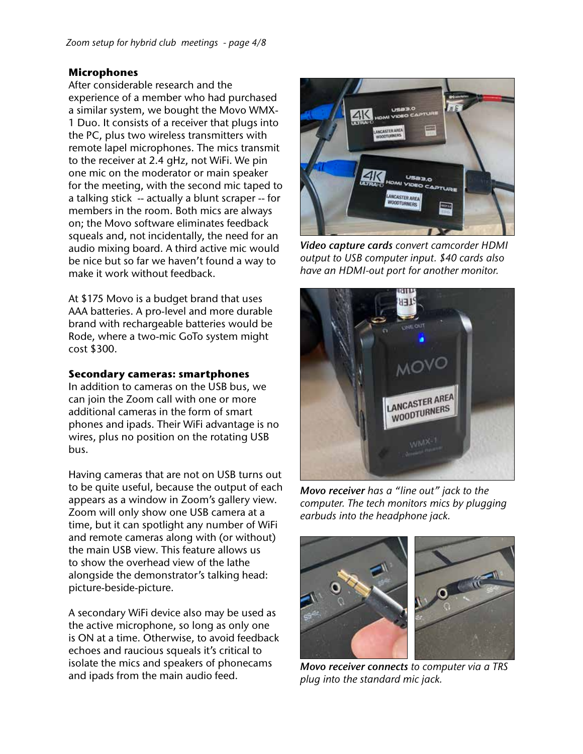### Microphones

After considerable research and the experience of a member who had purchased a similar system, we bought the Movo WMX-1 Duo. It consists of a receiver that plugs into the PC, plus two wireless transmitters with remote lapel microphones. The mics transmit to the receiver at 2.4 gHz, not WiFi. We pin one mic on the moderator or main speaker for the meeting, with the second mic taped to a talking stick -- actually a blunt scraper -- for members in the room. Both mics are always on; the Movo software eliminates feedback squeals and, not incidentally, the need for an audio mixing board. A third active mic would be nice but so far we haven't found a way to make it work without feedback.

At $175 Movo is a budget brand that uses AAA batteries. A pro-level and more durable brand with rechargeable batteries would be Rode, where a two-mic GoTo system might cost $300.

### Secondary cameras: smartphones

In addition to cameras on the USB bus, we can join the Zoom call with one or more additional cameras in the form of smart phones and ipads. Their WiFi advantage is no wires, plus no position on the rotating USB bus.

Having cameras that are not on USB turns out to be quite useful, because the output of each appears as a window in Zoom's gallery view. Zoom will only show one USB camera at a time, but it can spotlight any number of WiFi and remote cameras along with (or without) the main USB view. This feature allows us to show the overhead view of the lathe alongside the demonstrator's talking head: picture-beside-picture.

A secondary WiFi device also may be used as the active microphone, so long as only one is ON at a time. Otherwise, to avoid feedback echoes and raucous squeals it's critical to isolate the mics and speakers of phonecams and ipads from the main audio feed.

***Video capture cards*** *convert camcorder HDMI output to USB computer input. $40 cards also have an HDMI-out port for another monitor.*

***Movo receiver*** *has a "line out" jack to the computer. The tech monitors mics by plugging earbuds into the headphone jack.*

***Movo receiver connects*** *to computer via a TRS plug into the standard mic jack.*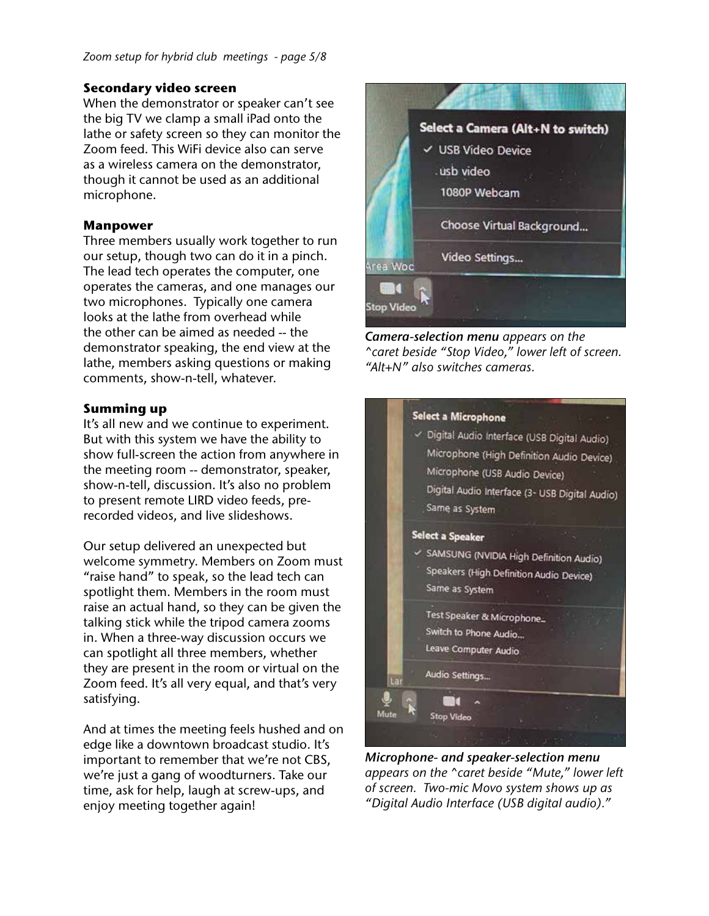### Secondary video screen

When the demonstrator or speaker can't see the big TV we clamp a small iPad onto the lathe or safety screen so they can monitor the Zoom feed. This WiFi device also can serve as a wireless camera on the demonstrator, though it cannot be used as an additional microphone.

### Manpower

Three members usually work together to run our setup, though two can do it in a pinch. The lead tech operates the computer, one operates the cameras, and one manages our two microphones. Typically one camera looks at the lathe from overhead while the other can be aimed as needed -- the demonstrator speaking, the end view at the lathe, members asking questions or making comments, show-n-tell, whatever.

### Summing up

It's all new and we continue to experiment. But with this system we have the ability to show full-screen the action from anywhere in the meeting room -- demonstrator, speaker, show-n-tell, discussion. It's also no problem to present remote LIRD video feeds, pre-recorded videos, and live slideshows.

Our setup delivered an unexpected but welcome symmetry. Members on Zoom must "raise hand" to speak, so the lead tech can spotlight them. Members in the room must raise an actual hand, so they can be given the talking stick while the tripod camera zooms in. When a three-way discussion occurs we can spotlight all three members, whether they are present in the room or virtual on the Zoom feed. It's all very equal, and that's very satisfying.

And at times the meeting feels hushed and on edge like a downtown broadcast studio. It's important to remember that we're not CBS, we're just a gang of woodturners. Take our time, ask for help, laugh at screw-ups, and enjoy meeting together again!

***Camera-selection menu*** *appears on the ^caret beside "Stop Video," lower left of screen. "Alt+N" also switches cameras.*

***Microphone- and speaker-selection menu*** *appears on the ^caret beside "Mute," lower left of screen. Two-mic Movo system shows up as "Digital Audio Interface (USB digital audio)."*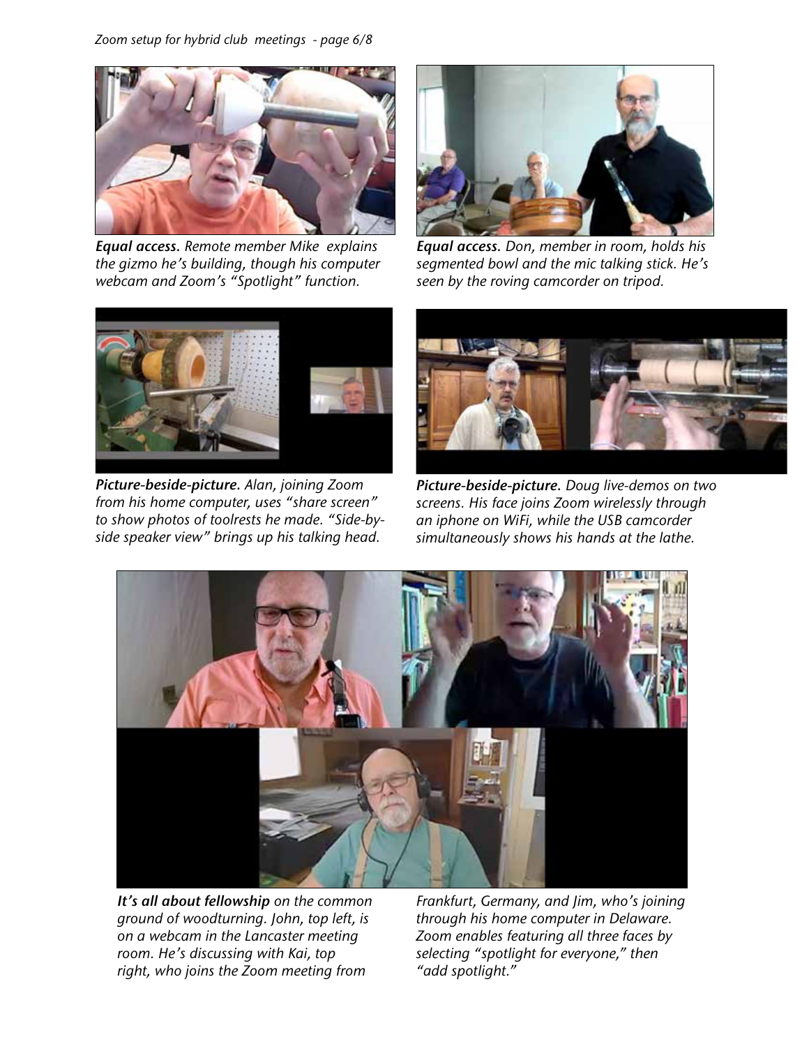***Equal access.*** *Remote member Mike explains the gizmo he's building, though his computer webcam and Zoom's "Spotlight" function.*

***Equal access.*** *Don, member in room, holds his segmented bowl and the mic talking stick. He's seen by the roving camcorder on tripod.*

***Picture-beside-picture.*** *Alan, joining Zoom from his home computer, uses "share screen" to show photos of toolrests he made. "Side-by-side speaker view" brings up his talking head.*

***Picture-beside-picture.*** *Doug live-demos on two screens. His face joins Zoom wirelessly through an iphone on WiFi, while the USB camcorder simultaneously shows his hands at the lathe.*

***It's all about fellowship*** *on the common ground of woodturning. John, top left, is on a webcam in the Lancaster meeting room. He's discussing with Kai, top right, who joins the Zoom meeting from Frankfurt, Germany, and Jim, who's joining through his home computer in Delaware. Zoom enables featuring all three faces by selecting "spotlight for everyone," then "add spotlight."*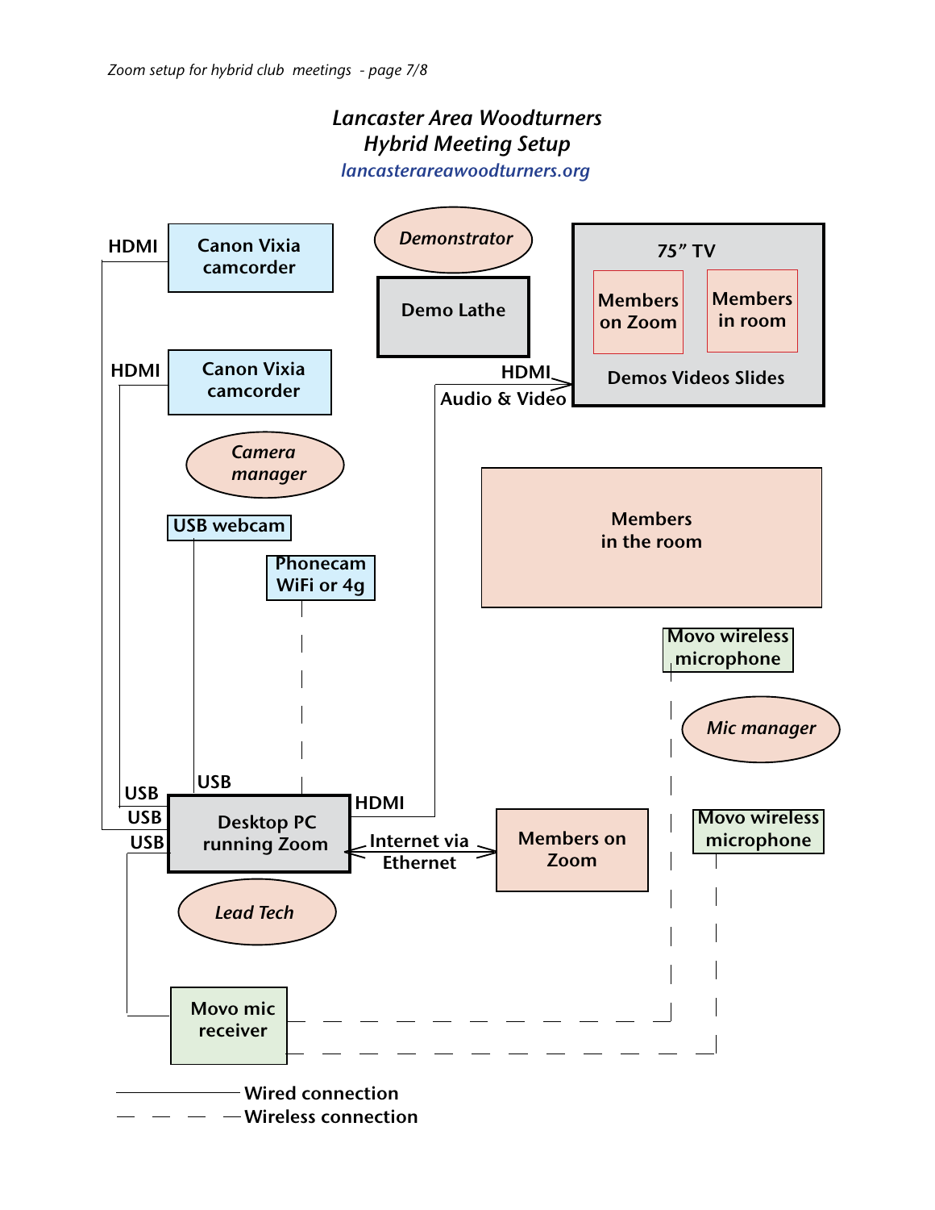# *Lancaster Area Woodturners*
## *Hybrid Meeting Setup*

*lancasterareawoodturners.org*

HDMI — Canon Vixia camcorder

HDMI — Canon Vixia camcorder

*Camera manager*

USB webcam

Phonecam WiFi or 4g

*Demonstrator*

Demo Lathe

75” TV

Members on Zoom

Members in room

Demos Videos Slides

HDMI

Audio & Video

Members in the room

Movo wireless microphone

*Mic manager*

Movo wireless microphone

USB

USB

USB

USB

Desktop PC running Zoom

HDMI

Internet via Ethernet

Members on Zoom

*Lead Tech*

Movo mic receiver

Wired connection

Wireless connection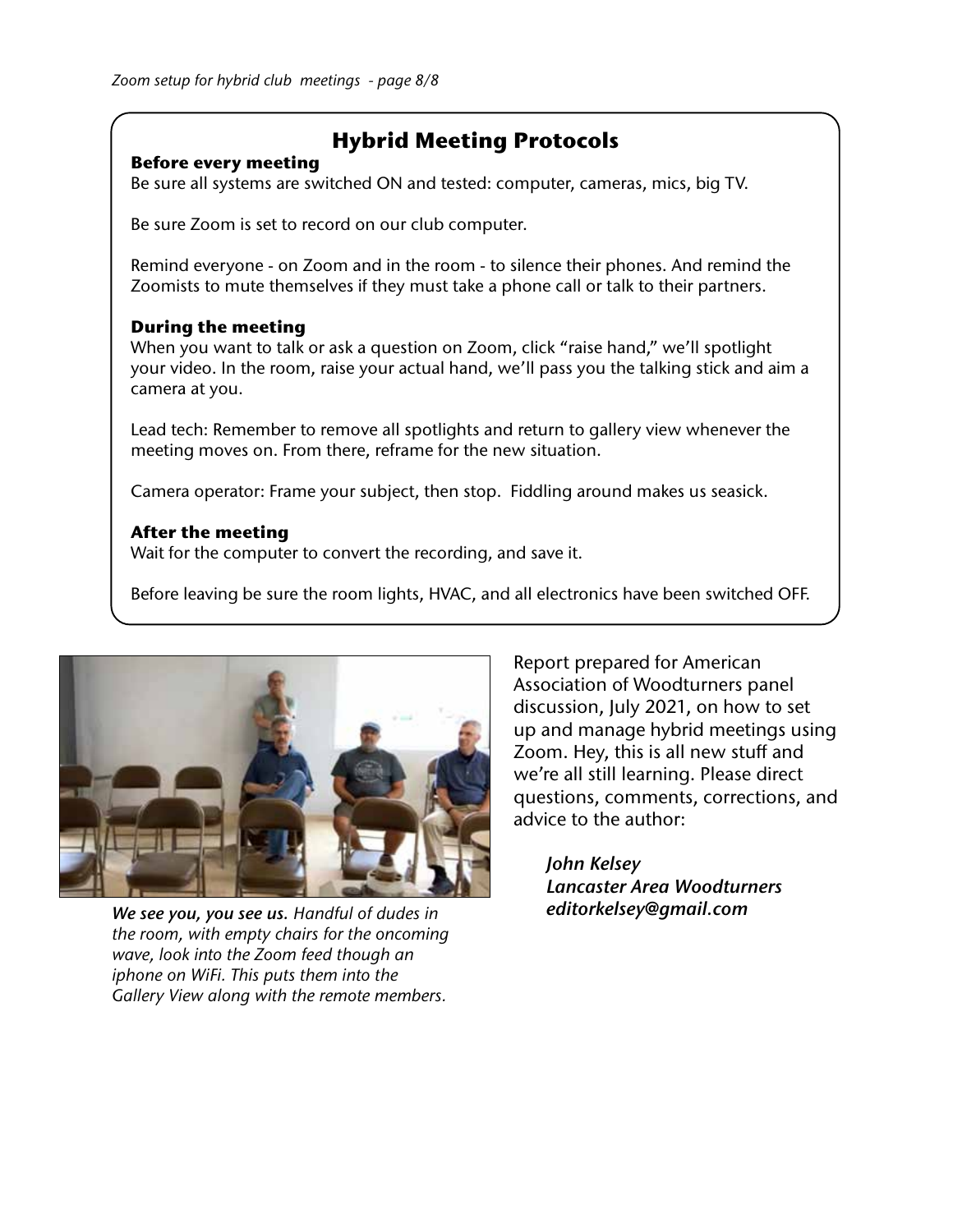## Hybrid Meeting Protocols

**Before every meeting**

Be sure all systems are switched ON and tested: computer, cameras, mics, big TV.

Be sure Zoom is set to record on our club computer.

Remind everyone - on Zoom and in the room - to silence their phones. And remind the Zoomists to mute themselves if they must take a phone call or talk to their partners.

**During the meeting**

When you want to talk or ask a question on Zoom, click "raise hand," we'll spotlight your video. In the room, raise your actual hand, we'll pass you the talking stick and aim a camera at you.

Lead tech: Remember to remove all spotlights and return to gallery view whenever the meeting moves on. From there, reframe for the new situation.

Camera operator: Frame your subject, then stop. Fiddling around makes us seasick.

**After the meeting**

Wait for the computer to convert the recording, and save it.

Before leaving be sure the room lights, HVAC, and all electronics have been switched OFF.

***We see you, you see us.*** *Handful of dudes in the room, with empty chairs for the oncoming wave, look into the Zoom feed though an iphone on WiFi. This puts them into the Gallery View along with the remote members.*

Report prepared for American Association of Woodturners panel discussion, July 2021, on how to set up and manage hybrid meetings using Zoom. Hey, this is all new stuff and we're all still learning. Please direct questions, comments, corrections, and advice to the author:

***John Kelsey***
***Lancaster Area Woodturners***
***editorkelsey@gmail.com***